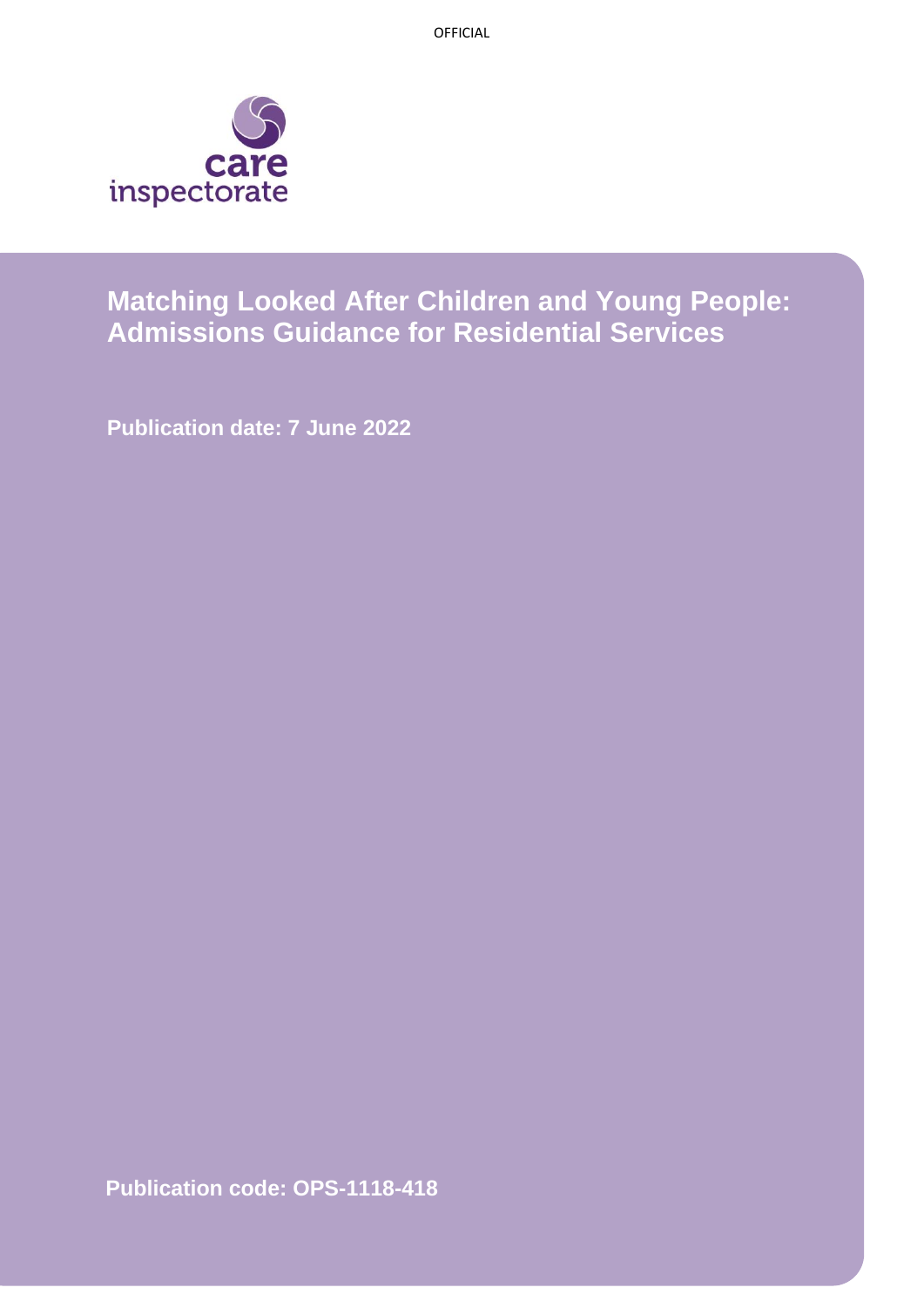OFFICIAL

care inspectorate

# Matching Looked After Children and Young People: Admissions Guidance for Residential Services

**Publication date: 7 June 2022**

**Publication code: OPS-1118-418**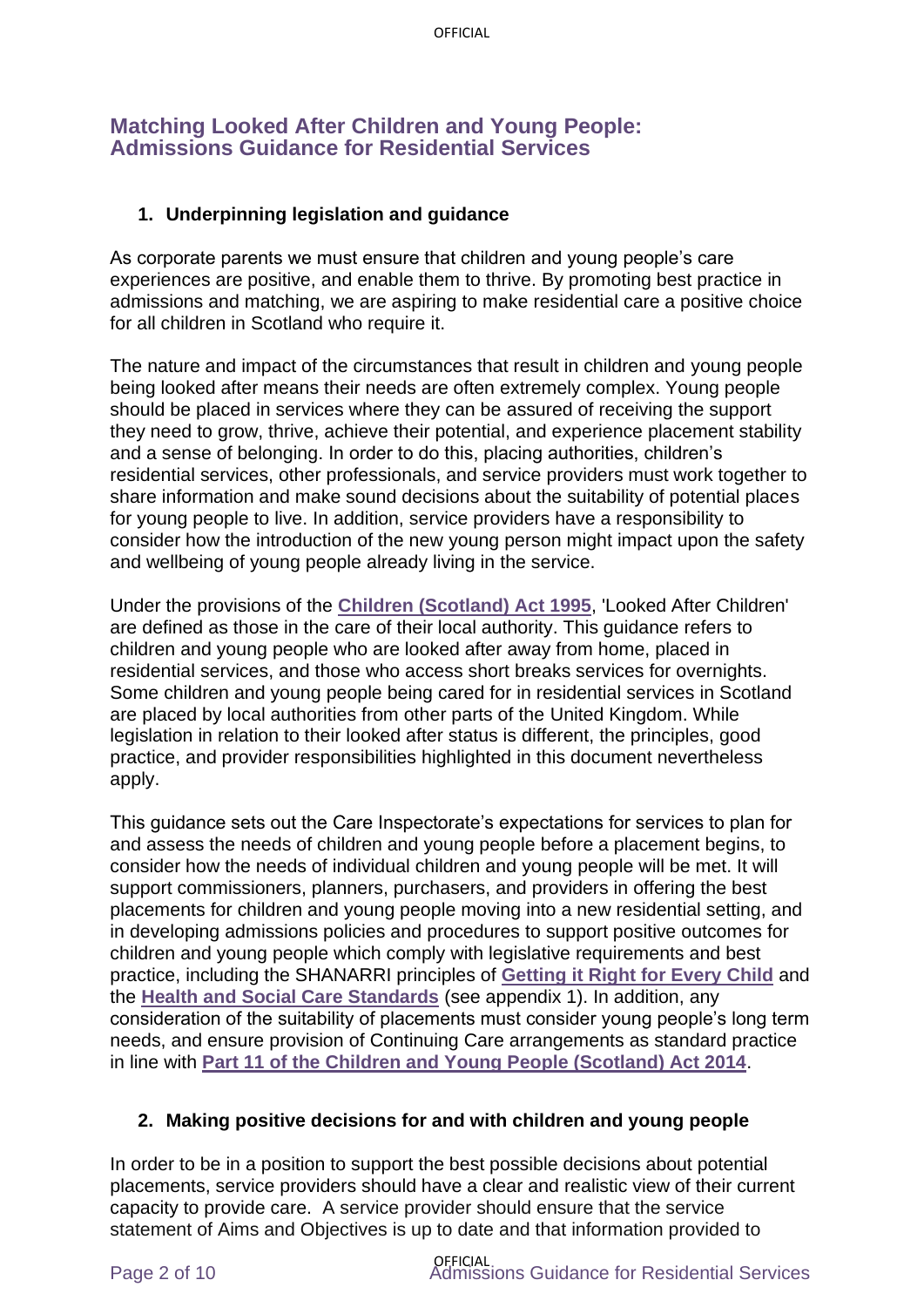## Matching Looked After Children and Young People: Admissions Guidance for Residential Services

### 1. Underpinning legislation and guidance

As corporate parents we must ensure that children and young people's care experiences are positive, and enable them to thrive. By promoting best practice in admissions and matching, we are aspiring to make residential care a positive choice for all children in Scotland who require it.

The nature and impact of the circumstances that result in children and young people being looked after means their needs are often extremely complex. Young people should be placed in services where they can be assured of receiving the support they need to grow, thrive, achieve their potential, and experience placement stability and a sense of belonging. In order to do this, placing authorities, children's residential services, other professionals, and service providers must work together to share information and make sound decisions about the suitability of potential places for young people to live. In addition, service providers have a responsibility to consider how the introduction of the new young person might impact upon the safety and wellbeing of young people already living in the service.

Under the provisions of the **Children (Scotland) Act 1995**, 'Looked After Children' are defined as those in the care of their local authority. This guidance refers to children and young people who are looked after away from home, placed in residential services, and those who access short breaks services for overnights. Some children and young people being cared for in residential services in Scotland are placed by local authorities from other parts of the United Kingdom. While legislation in relation to their looked after status is different, the principles, good practice, and provider responsibilities highlighted in this document nevertheless apply.

This guidance sets out the Care Inspectorate's expectations for services to plan for and assess the needs of children and young people before a placement begins, to consider how the needs of individual children and young people will be met. It will support commissioners, planners, purchasers, and providers in offering the best placements for children and young people moving into a new residential setting, and in developing admissions policies and procedures to support positive outcomes for children and young people which comply with legislative requirements and best practice, including the SHANARRI principles of **Getting it Right for Every Child** and the **Health and Social Care Standards** (see appendix 1). In addition, any consideration of the suitability of placements must consider young people's long term needs, and ensure provision of Continuing Care arrangements as standard practice in line with **Part 11 of the Children and Young People (Scotland) Act 2014**.

### 2. Making positive decisions for and with children and young people

In order to be in a position to support the best possible decisions about potential placements, service providers should have a clear and realistic view of their current capacity to provide care. A service provider should ensure that the service statement of Aims and Objectives is up to date and that information provided to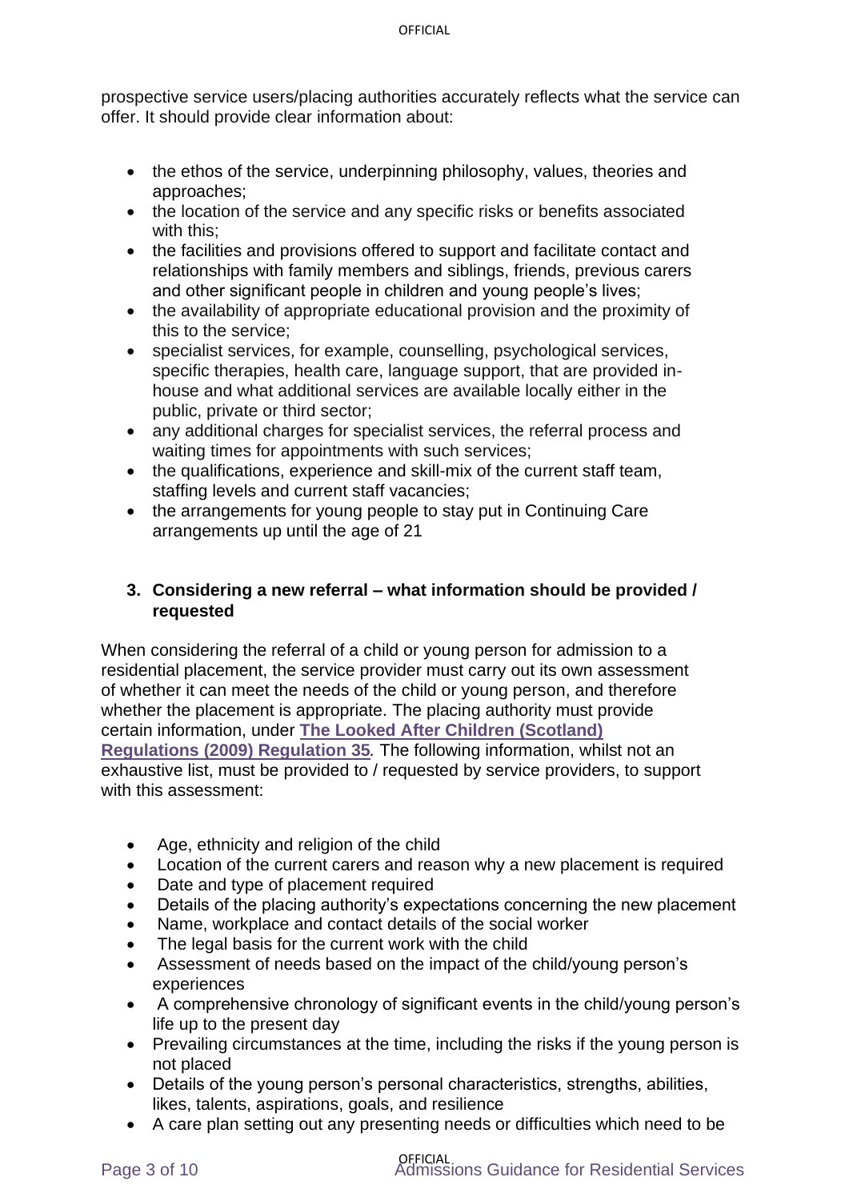prospective service users/placing authorities accurately reflects what the service can offer. It should provide clear information about:

- the ethos of the service, underpinning philosophy, values, theories and approaches;
- the location of the service and any specific risks or benefits associated with this;
- the facilities and provisions offered to support and facilitate contact and relationships with family members and siblings, friends, previous carers and other significant people in children and young people's lives;
- the availability of appropriate educational provision and the proximity of this to the service;
- specialist services, for example, counselling, psychological services, specific therapies, health care, language support, that are provided in-house and what additional services are available locally either in the public, private or third sector;
- any additional charges for specialist services, the referral process and waiting times for appointments with such services;
- the qualifications, experience and skill-mix of the current staff team, staffing levels and current staff vacancies;
- the arrangements for young people to stay put in Continuing Care arrangements up until the age of 21

### 3. Considering a new referral – what information should be provided / requested

When considering the referral of a child or young person for admission to a residential placement, the service provider must carry out its own assessment of whether it can meet the needs of the child or young person, and therefore whether the placement is appropriate. The placing authority must provide certain information, under **The Looked After Children (Scotland) Regulations (2009) Regulation 35***.* The following information, whilst not an exhaustive list, must be provided to / requested by service providers, to support with this assessment:

- Age, ethnicity and religion of the child
- Location of the current carers and reason why a new placement is required
- Date and type of placement required
- Details of the placing authority's expectations concerning the new placement
- Name, workplace and contact details of the social worker
- The legal basis for the current work with the child
- Assessment of needs based on the impact of the child/young person's experiences
- A comprehensive chronology of significant events in the child/young person's life up to the present day
- Prevailing circumstances at the time, including the risks if the young person is not placed
- Details of the young person's personal characteristics, strengths, abilities, likes, talents, aspirations, goals, and resilience
- A care plan setting out any presenting needs or difficulties which need to be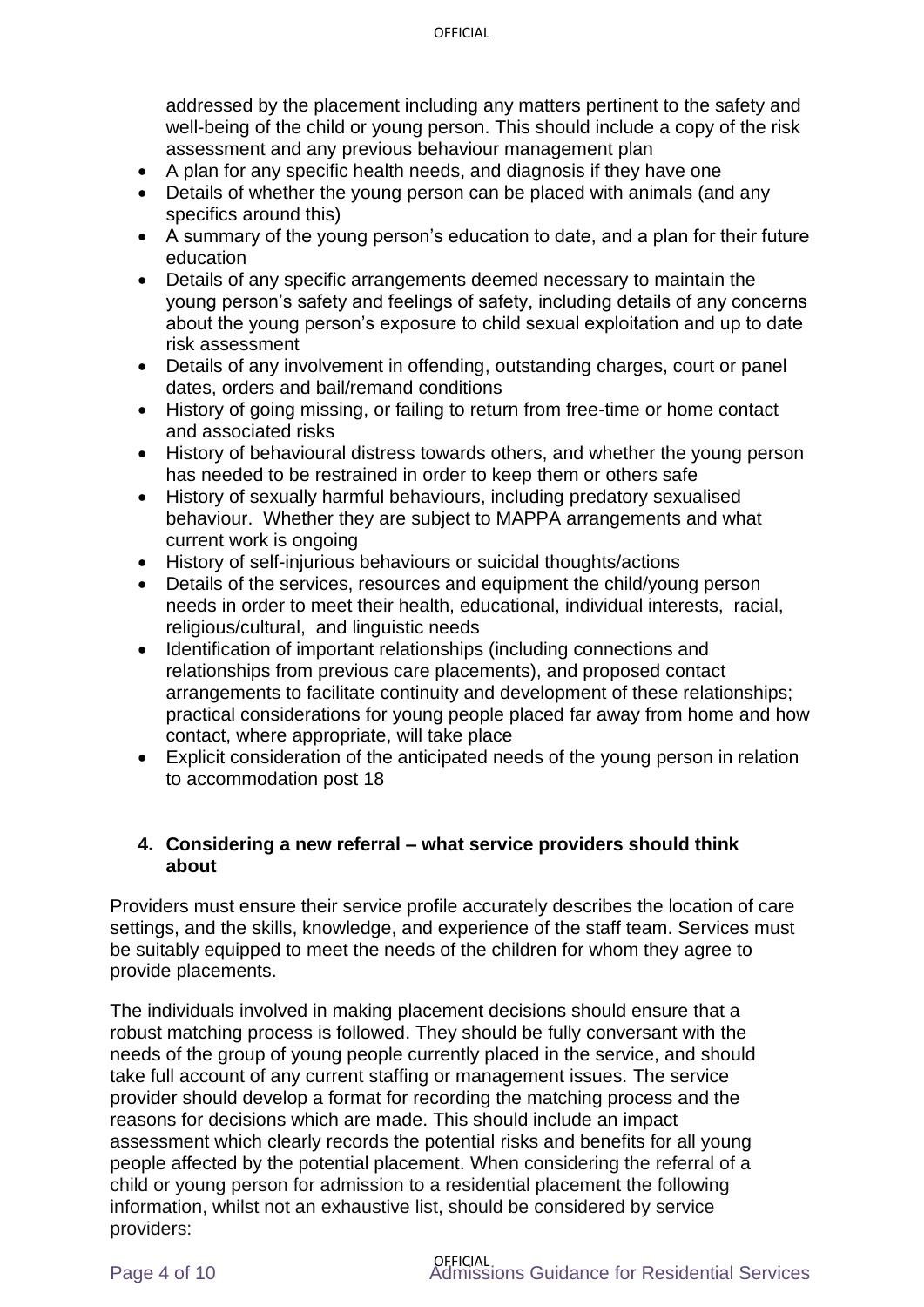addressed by the placement including any matters pertinent to the safety and well-being of the child or young person. This should include a copy of the risk assessment and any previous behaviour management plan

- A plan for any specific health needs, and diagnosis if they have one
- Details of whether the young person can be placed with animals (and any specifics around this)
- A summary of the young person's education to date, and a plan for their future education
- Details of any specific arrangements deemed necessary to maintain the young person's safety and feelings of safety, including details of any concerns about the young person's exposure to child sexual exploitation and up to date risk assessment
- Details of any involvement in offending, outstanding charges, court or panel dates, orders and bail/remand conditions
- History of going missing, or failing to return from free-time or home contact and associated risks
- History of behavioural distress towards others, and whether the young person has needed to be restrained in order to keep them or others safe
- History of sexually harmful behaviours, including predatory sexualised behaviour. Whether they are subject to MAPPA arrangements and what current work is ongoing
- History of self-injurious behaviours or suicidal thoughts/actions
- Details of the services, resources and equipment the child/young person needs in order to meet their health, educational, individual interests, racial, religious/cultural, and linguistic needs
- Identification of important relationships (including connections and relationships from previous care placements), and proposed contact arrangements to facilitate continuity and development of these relationships; practical considerations for young people placed far away from home and how contact, where appropriate, will take place
- Explicit consideration of the anticipated needs of the young person in relation to accommodation post 18

## 4. Considering a new referral – what service providers should think about

Providers must ensure their service profile accurately describes the location of care settings, and the skills, knowledge, and experience of the staff team. Services must be suitably equipped to meet the needs of the children for whom they agree to provide placements.

The individuals involved in making placement decisions should ensure that a robust matching process is followed. They should be fully conversant with the needs of the group of young people currently placed in the service, and should take full account of any current staffing or management issues. The service provider should develop a format for recording the matching process and the reasons for decisions which are made. This should include an impact assessment which clearly records the potential risks and benefits for all young people affected by the potential placement. When considering the referral of a child or young person for admission to a residential placement the following information, whilst not an exhaustive list, should be considered by service providers: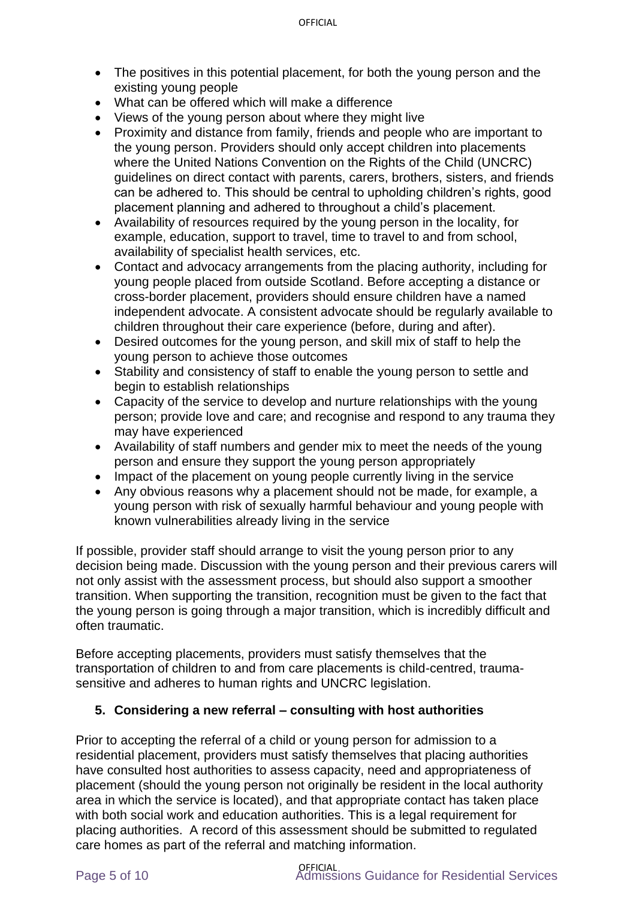- The positives in this potential placement, for both the young person and the existing young people
- What can be offered which will make a difference
- Views of the young person about where they might live
- Proximity and distance from family, friends and people who are important to the young person. Providers should only accept children into placements where the United Nations Convention on the Rights of the Child (UNCRC) guidelines on direct contact with parents, carers, brothers, sisters, and friends can be adhered to. This should be central to upholding children's rights, good placement planning and adhered to throughout a child's placement.
- Availability of resources required by the young person in the locality, for example, education, support to travel, time to travel to and from school, availability of specialist health services, etc.
- Contact and advocacy arrangements from the placing authority, including for young people placed from outside Scotland. Before accepting a distance or cross-border placement, providers should ensure children have a named independent advocate. A consistent advocate should be regularly available to children throughout their care experience (before, during and after).
- Desired outcomes for the young person, and skill mix of staff to help the young person to achieve those outcomes
- Stability and consistency of staff to enable the young person to settle and begin to establish relationships
- Capacity of the service to develop and nurture relationships with the young person; provide love and care; and recognise and respond to any trauma they may have experienced
- Availability of staff numbers and gender mix to meet the needs of the young person and ensure they support the young person appropriately
- Impact of the placement on young people currently living in the service
- Any obvious reasons why a placement should not be made, for example, a young person with risk of sexually harmful behaviour and young people with known vulnerabilities already living in the service

If possible, provider staff should arrange to visit the young person prior to any decision being made. Discussion with the young person and their previous carers will not only assist with the assessment process, but should also support a smoother transition. When supporting the transition, recognition must be given to the fact that the young person is going through a major transition, which is incredibly difficult and often traumatic.

Before accepting placements, providers must satisfy themselves that the transportation of children to and from care placements is child-centred, trauma-sensitive and adheres to human rights and UNCRC legislation.

## 5. Considering a new referral – consulting with host authorities

Prior to accepting the referral of a child or young person for admission to a residential placement, providers must satisfy themselves that placing authorities have consulted host authorities to assess capacity, need and appropriateness of placement (should the young person not originally be resident in the local authority area in which the service is located), and that appropriate contact has taken place with both social work and education authorities. This is a legal requirement for placing authorities. A record of this assessment should be submitted to regulated care homes as part of the referral and matching information.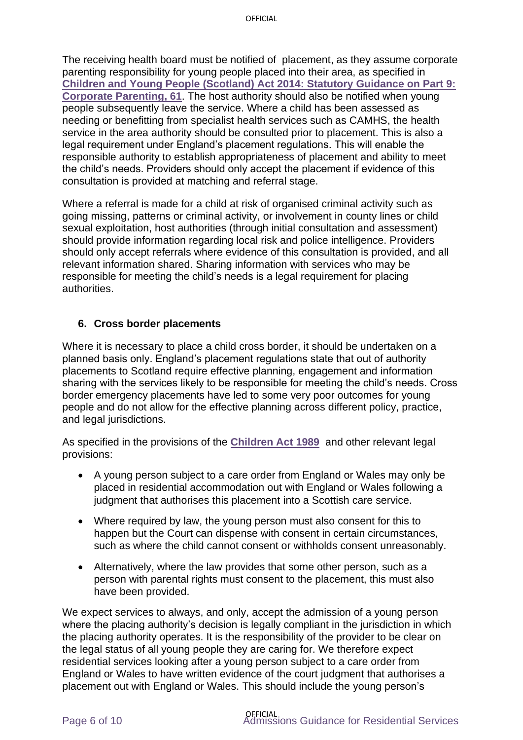The receiving health board must be notified of placement, as they assume corporate parenting responsibility for young people placed into their area, as specified in **Children and Young People (Scotland) Act 2014: Statutory Guidance on Part 9: Corporate Parenting, 61**. The host authority should also be notified when young people subsequently leave the service. Where a child has been assessed as needing or benefitting from specialist health services such as CAMHS, the health service in the area authority should be consulted prior to placement. This is also a legal requirement under England's placement regulations. This will enable the responsible authority to establish appropriateness of placement and ability to meet the child's needs. Providers should only accept the placement if evidence of this consultation is provided at matching and referral stage.

Where a referral is made for a child at risk of organised criminal activity such as going missing, patterns or criminal activity, or involvement in county lines or child sexual exploitation, host authorities (through initial consultation and assessment) should provide information regarding local risk and police intelligence. Providers should only accept referrals where evidence of this consultation is provided, and all relevant information shared. Sharing information with services who may be responsible for meeting the child's needs is a legal requirement for placing authorities.

## 6. Cross border placements

Where it is necessary to place a child cross border, it should be undertaken on a planned basis only. England's placement regulations state that out of authority placements to Scotland require effective planning, engagement and information sharing with the services likely to be responsible for meeting the child's needs. Cross border emergency placements have led to some very poor outcomes for young people and do not allow for the effective planning across different policy, practice, and legal jurisdictions.

As specified in the provisions of the **Children Act 1989** and other relevant legal provisions:

- A young person subject to a care order from England or Wales may only be placed in residential accommodation out with England or Wales following a judgment that authorises this placement into a Scottish care service.
- Where required by law, the young person must also consent for this to happen but the Court can dispense with consent in certain circumstances, such as where the child cannot consent or withholds consent unreasonably.
- Alternatively, where the law provides that some other person, such as a person with parental rights must consent to the placement, this must also have been provided.

We expect services to always, and only, accept the admission of a young person where the placing authority's decision is legally compliant in the jurisdiction in which the placing authority operates. It is the responsibility of the provider to be clear on the legal status of all young people they are caring for. We therefore expect residential services looking after a young person subject to a care order from England or Wales to have written evidence of the court judgment that authorises a placement out with England or Wales. This should include the young person's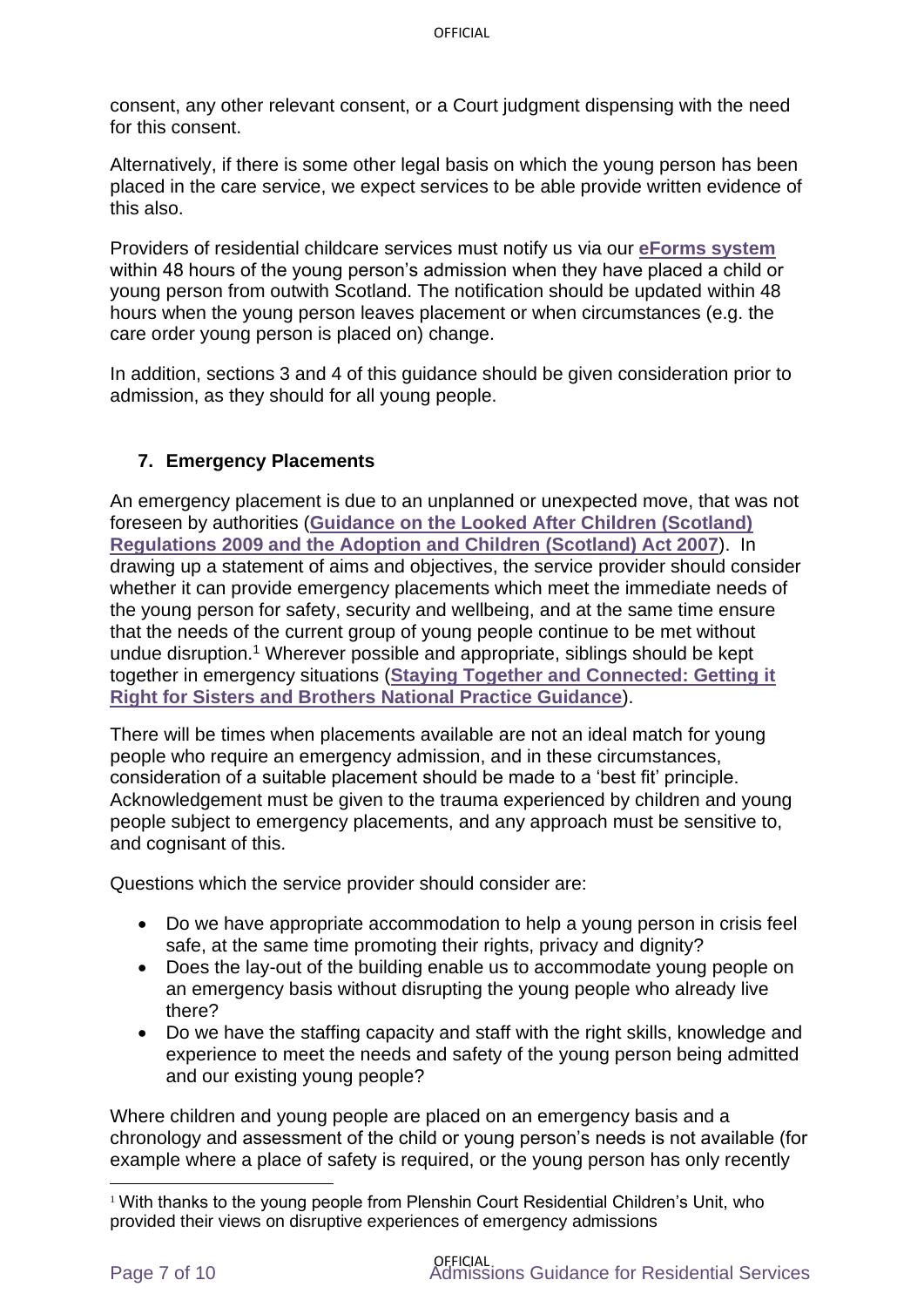consent, any other relevant consent, or a Court judgment dispensing with the need for this consent.

Alternatively, if there is some other legal basis on which the young person has been placed in the care service, we expect services to be able provide written evidence of this also.

Providers of residential childcare services must notify us via our **eForms system** within 48 hours of the young person's admission when they have placed a child or young person from outwith Scotland. The notification should be updated within 48 hours when the young person leaves placement or when circumstances (e.g. the care order young person is placed on) change.

In addition, sections 3 and 4 of this guidance should be given consideration prior to admission, as they should for all young people.

## 7. Emergency Placements

An emergency placement is due to an unplanned or unexpected move, that was not foreseen by authorities (**Guidance on the Looked After Children (Scotland) Regulations 2009 and the Adoption and Children (Scotland) Act 2007**). In drawing up a statement of aims and objectives, the service provider should consider whether it can provide emergency placements which meet the immediate needs of the young person for safety, security and wellbeing, and at the same time ensure that the needs of the current group of young people continue to be met without undue disruption.[1] Wherever possible and appropriate, siblings should be kept together in emergency situations (**Staying Together and Connected: Getting it Right for Sisters and Brothers National Practice Guidance**).

There will be times when placements available are not an ideal match for young people who require an emergency admission, and in these circumstances, consideration of a suitable placement should be made to a 'best fit' principle. Acknowledgement must be given to the trauma experienced by children and young people subject to emergency placements, and any approach must be sensitive to, and cognisant of this.

Questions which the service provider should consider are:

- Do we have appropriate accommodation to help a young person in crisis feel safe, at the same time promoting their rights, privacy and dignity?
- Does the lay-out of the building enable us to accommodate young people on an emergency basis without disrupting the young people who already live there?
- Do we have the staffing capacity and staff with the right skills, knowledge and experience to meet the needs and safety of the young person being admitted and our existing young people?

Where children and young people are placed on an emergency basis and a chronology and assessment of the child or young person's needs is not available (for example where a place of safety is required, or the young person has only recently

[1] With thanks to the young people from Plenshin Court Residential Children's Unit, who provided their views on disruptive experiences of emergency admissions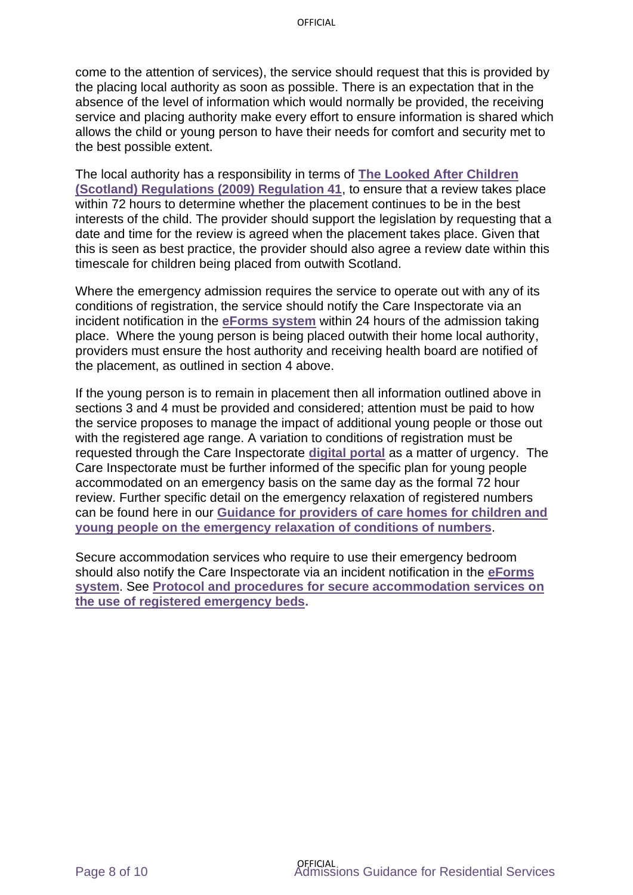come to the attention of services), the service should request that this is provided by the placing local authority as soon as possible. There is an expectation that in the absence of the level of information which would normally be provided, the receiving service and placing authority make every effort to ensure information is shared which allows the child or young person to have their needs for comfort and security met to the best possible extent.

The local authority has a responsibility in terms of **The Looked After Children (Scotland) Regulations (2009) Regulation 41**, to ensure that a review takes place within 72 hours to determine whether the placement continues to be in the best interests of the child. The provider should support the legislation by requesting that a date and time for the review is agreed when the placement takes place. Given that this is seen as best practice, the provider should also agree a review date within this timescale for children being placed from outwith Scotland.

Where the emergency admission requires the service to operate out with any of its conditions of registration, the service should notify the Care Inspectorate via an incident notification in the **eForms system** within 24 hours of the admission taking place. Where the young person is being placed outwith their home local authority, providers must ensure the host authority and receiving health board are notified of the placement, as outlined in section 4 above.

If the young person is to remain in placement then all information outlined above in sections 3 and 4 must be provided and considered; attention must be paid to how the service proposes to manage the impact of additional young people or those out with the registered age range. A variation to conditions of registration must be requested through the Care Inspectorate **digital portal** as a matter of urgency. The Care Inspectorate must be further informed of the specific plan for young people accommodated on an emergency basis on the same day as the formal 72 hour review. Further specific detail on the emergency relaxation of registered numbers can be found here in our **Guidance for providers of care homes for children and young people on the emergency relaxation of conditions of numbers**.

Secure accommodation services who require to use their emergency bedroom should also notify the Care Inspectorate via an incident notification in the **eForms system**. See **Protocol and procedures for secure accommodation services on the use of registered emergency beds.**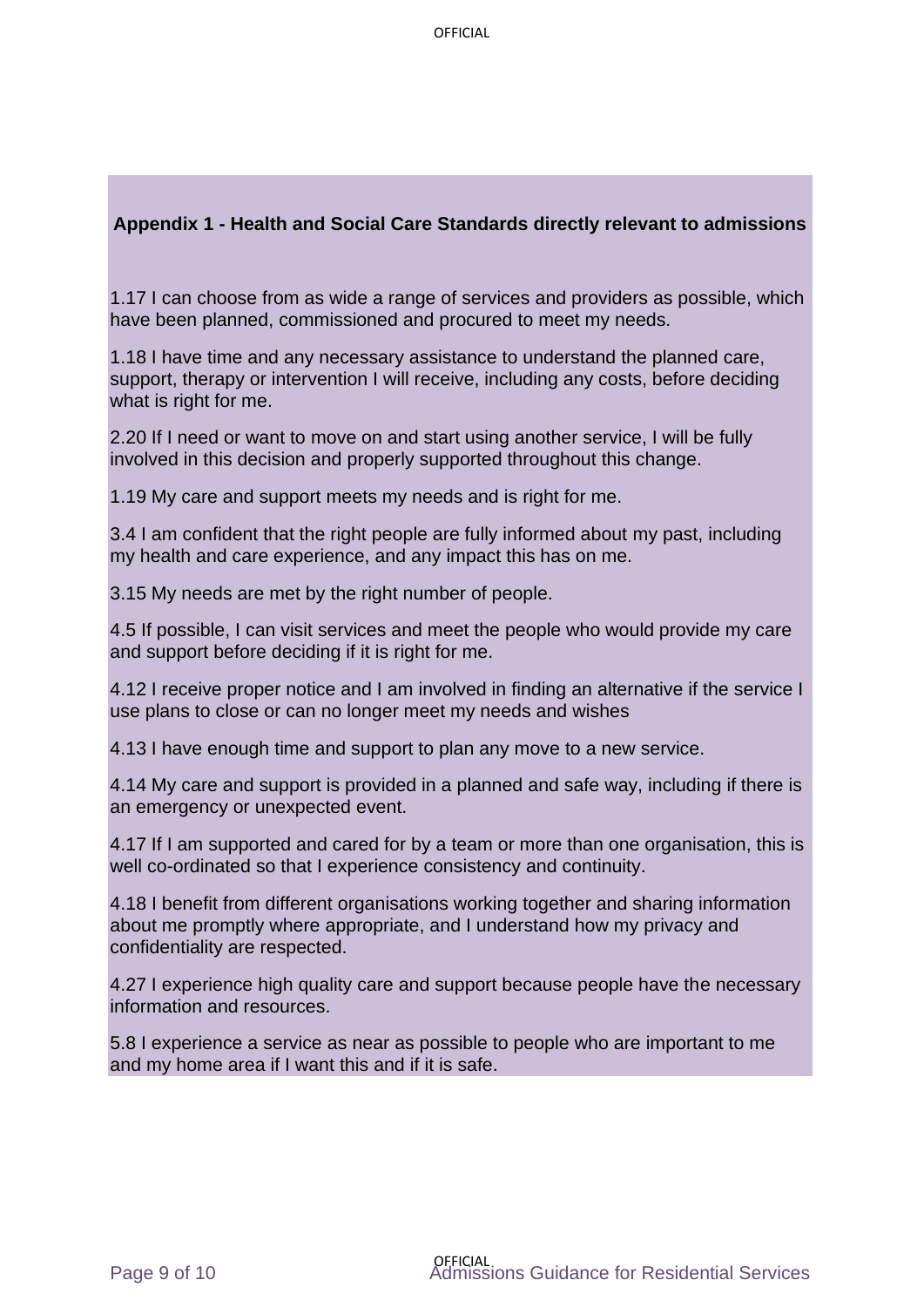## Appendix 1 - Health and Social Care Standards directly relevant to admissions

1.17 I can choose from as wide a range of services and providers as possible, which have been planned, commissioned and procured to meet my needs.

1.18 I have time and any necessary assistance to understand the planned care, support, therapy or intervention I will receive, including any costs, before deciding what is right for me.

2.20 If I need or want to move on and start using another service, I will be fully involved in this decision and properly supported throughout this change.

1.19 My care and support meets my needs and is right for me.

3.4 I am confident that the right people are fully informed about my past, including my health and care experience, and any impact this has on me.

3.15 My needs are met by the right number of people.

4.5 If possible, I can visit services and meet the people who would provide my care and support before deciding if it is right for me.

4.12 I receive proper notice and I am involved in finding an alternative if the service I use plans to close or can no longer meet my needs and wishes

4.13 I have enough time and support to plan any move to a new service.

4.14 My care and support is provided in a planned and safe way, including if there is an emergency or unexpected event.

4.17 If I am supported and cared for by a team or more than one organisation, this is well co-ordinated so that I experience consistency and continuity.

4.18 I benefit from different organisations working together and sharing information about me promptly where appropriate, and I understand how my privacy and confidentiality are respected.

4.27 I experience high quality care and support because people have the necessary information and resources.

5.8 I experience a service as near as possible to people who are important to me and my home area if I want this and if it is safe.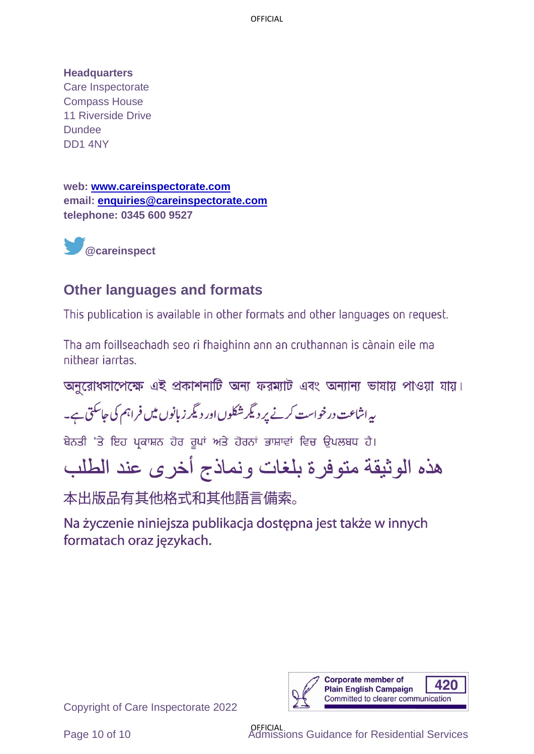**Headquarters**
Care Inspectorate
Compass House
11 Riverside Drive
Dundee
DD1 4NY

**web: [www.careinspectorate.com](http://www.careinspectorate.com)**
**email: [enquiries@careinspectorate.com](mailto:enquiries@careinspectorate.com)**
**telephone: 0345 600 9527**

**@careinspect**

## Other languages and formats

This publication is available in other formats and other languages on request.

Tha am foillseachadh seo ri fhaighinn ann an cruthannan is cànain eile ma nithear iarrtas.

অনুরোধসাপেক্ষে এই প্রকাশনাটি অন্য ফরম্যাট এবং অন্যান্য ভাষায় পাওয়া যায়।

یہ اشاعت درخواست کرنے پر دیگر شکلوں اور دیگر زبانوں میں فراہم کی جاسکتی ہے۔

ਬੇਨਤੀ 'ਤੇ ਇਹ ਪ੍ਰਕਾਸ਼ਨ ਹੋਰ ਰੂਪਾਂ ਅਤੇ ਹੋਰਨਾਂ ਭਾਸ਼ਾਵਾਂ ਵਿਚ ਉਪਲਬਧ ਹੈ।

هذه الوثيقة متوفرة بلغات ونماذج أخرى عند الطلب

本出版品有其他格式和其他語言備索。

Na życzenie niniejsza publikacja dostępna jest także w innych formatach oraz językach.

Copyright of Care Inspectorate 2022

Corporate member of Plain English Campaign
Committed to clearer communication
420